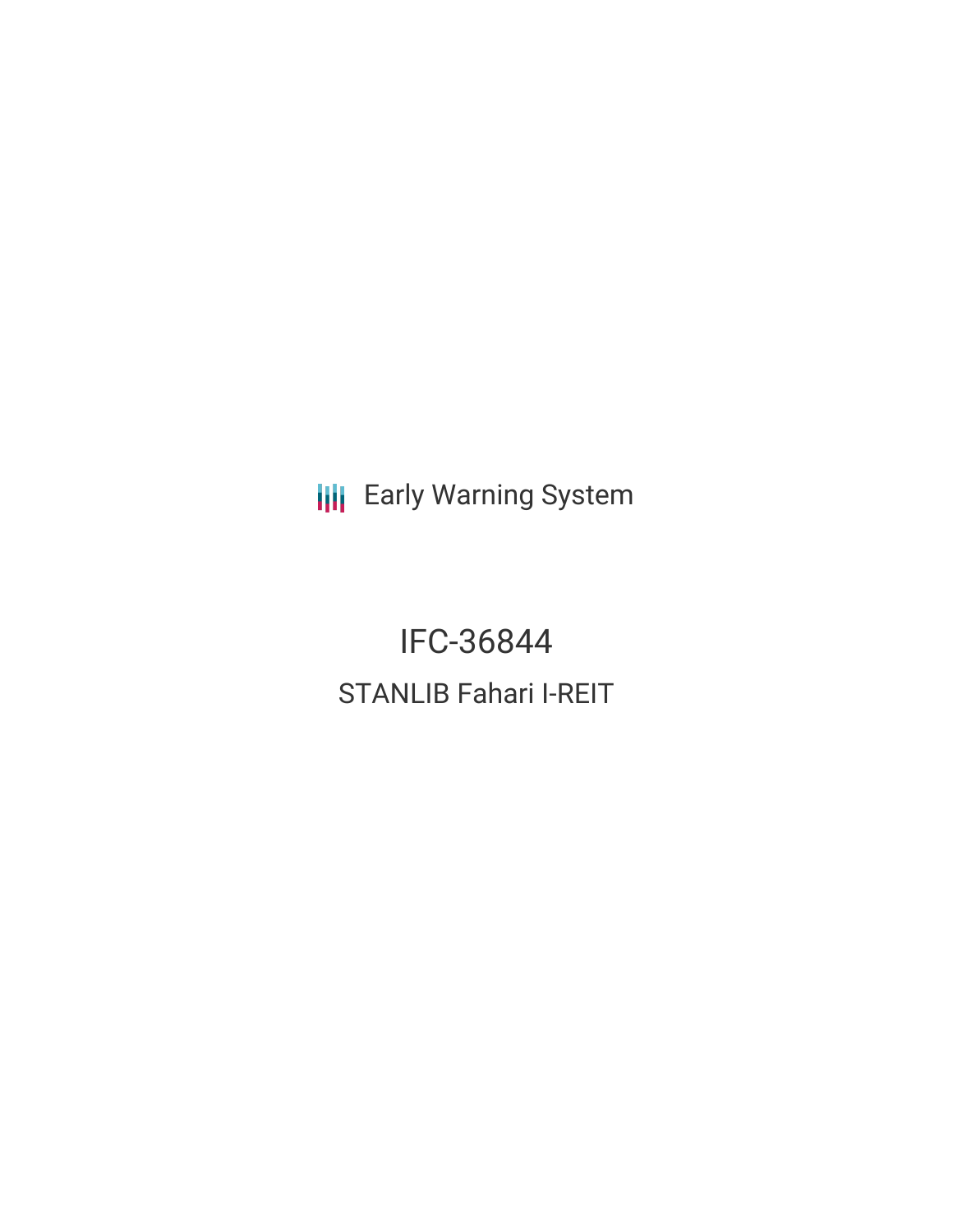Early Warning System

# IFC-36844

## STANLIB Fahari I-REIT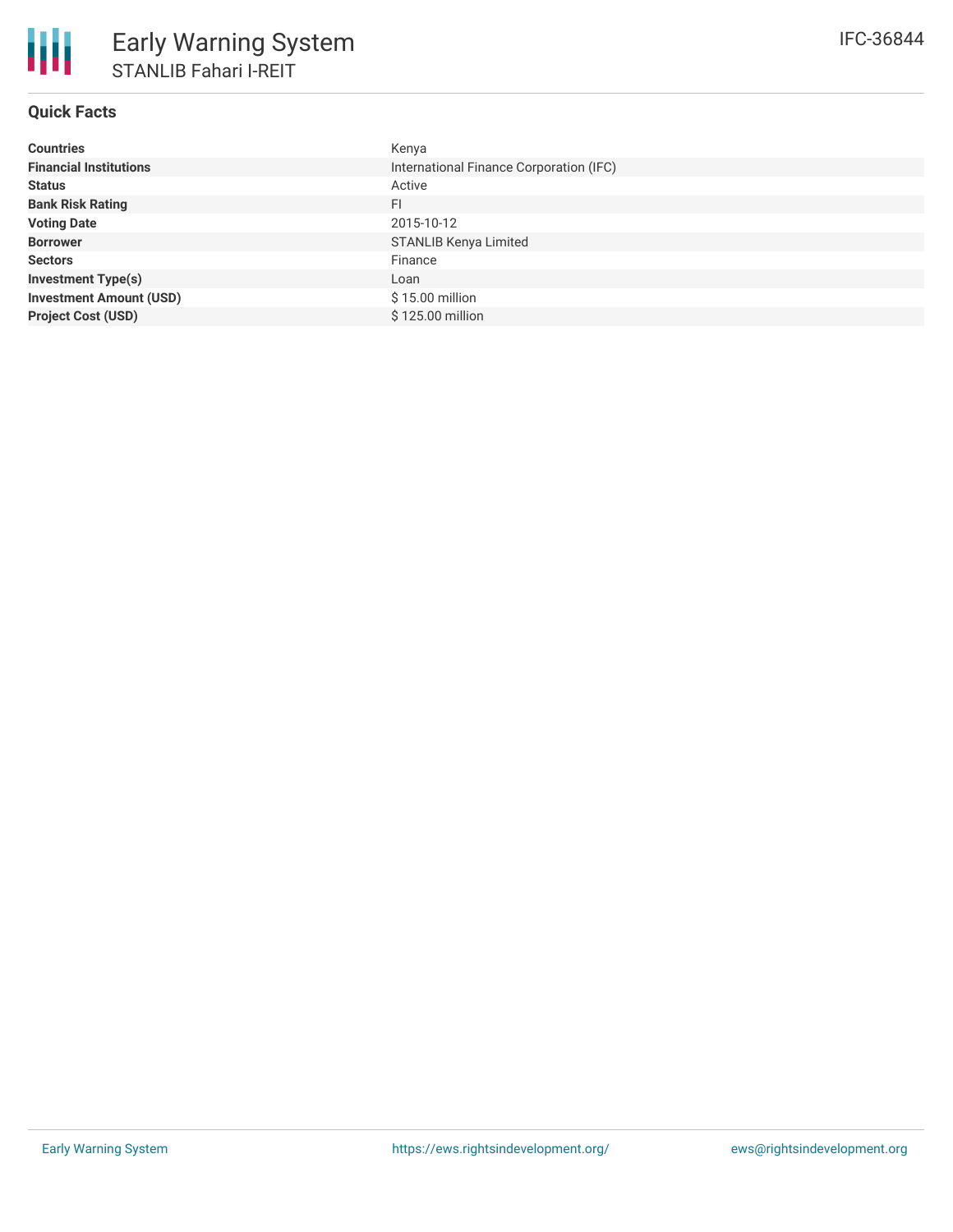# Early Warning System

## STANLIB Fahari I-REIT

IFC-36844

### Quick Facts

| | |
|---|---|
| **Countries** | Kenya |
| **Financial Institutions** | International Finance Corporation (IFC) |
| **Status** | Active |
| **Bank Risk Rating** | FI |
| **Voting Date** | 2015-10-12 |
| **Borrower** | STANLIB Kenya Limited |
| **Sectors** | Finance |
| **Investment Type(s)** | Loan |
| **Investment Amount (USD)** | $ 15.00 million |
| **Project Cost (USD)** | $ 125.00 million |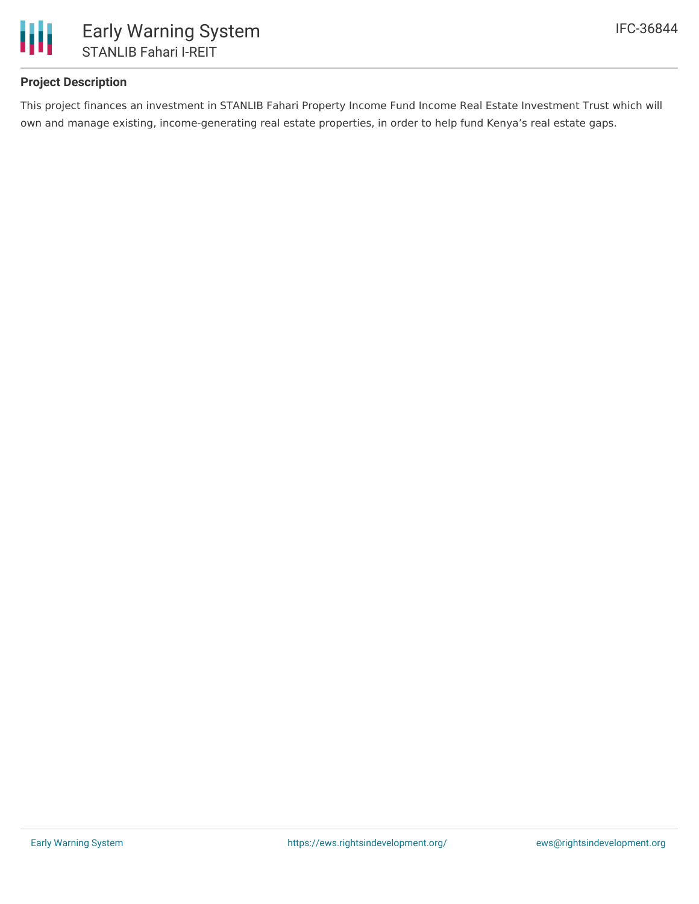## Project Description

This project finances an investment in STANLIB Fahari Property Income Fund Income Real Estate Investment Trust which will own and manage existing, income-generating real estate properties, in order to help fund Kenya's real estate gaps.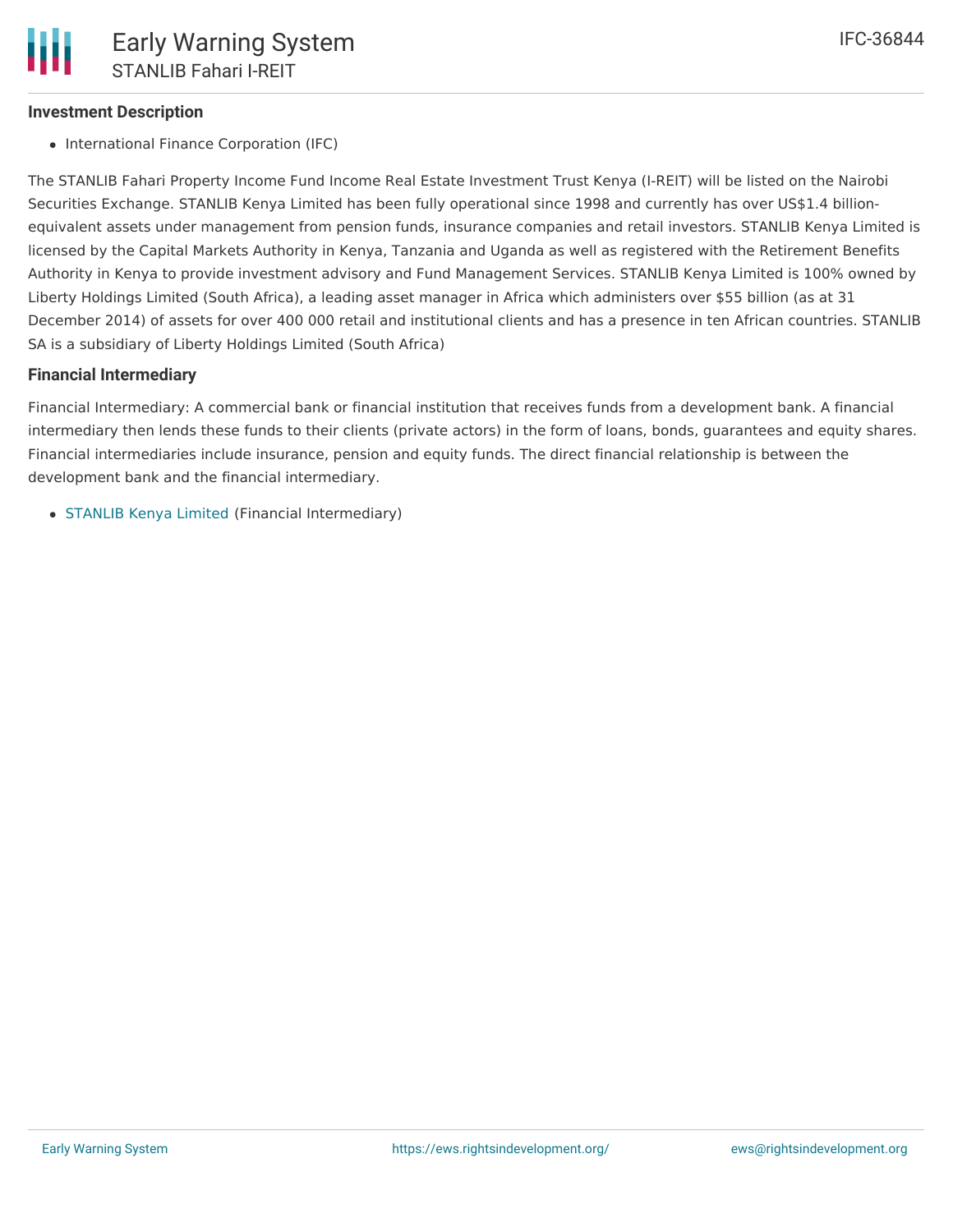### Investment Description

- International Finance Corporation (IFC)

The STANLIB Fahari Property Income Fund Income Real Estate Investment Trust Kenya (I-REIT) will be listed on the Nairobi Securities Exchange. STANLIB Kenya Limited has been fully operational since 1998 and currently has over US$1.4 billion-equivalent assets under management from pension funds, insurance companies and retail investors. STANLIB Kenya Limited is licensed by the Capital Markets Authority in Kenya, Tanzania and Uganda as well as registered with the Retirement Benefits Authority in Kenya to provide investment advisory and Fund Management Services. STANLIB Kenya Limited is 100% owned by Liberty Holdings Limited (South Africa), a leading asset manager in Africa which administers over $55 billion (as at 31 December 2014) of assets for over 400 000 retail and institutional clients and has a presence in ten African countries. STANLIB SA is a subsidiary of Liberty Holdings Limited (South Africa)

### Financial Intermediary

Financial Intermediary: A commercial bank or financial institution that receives funds from a development bank. A financial intermediary then lends these funds to their clients (private actors) in the form of loans, bonds, guarantees and equity shares. Financial intermediaries include insurance, pension and equity funds. The direct financial relationship is between the development bank and the financial intermediary.

- STANLIB Kenya Limited (Financial Intermediary)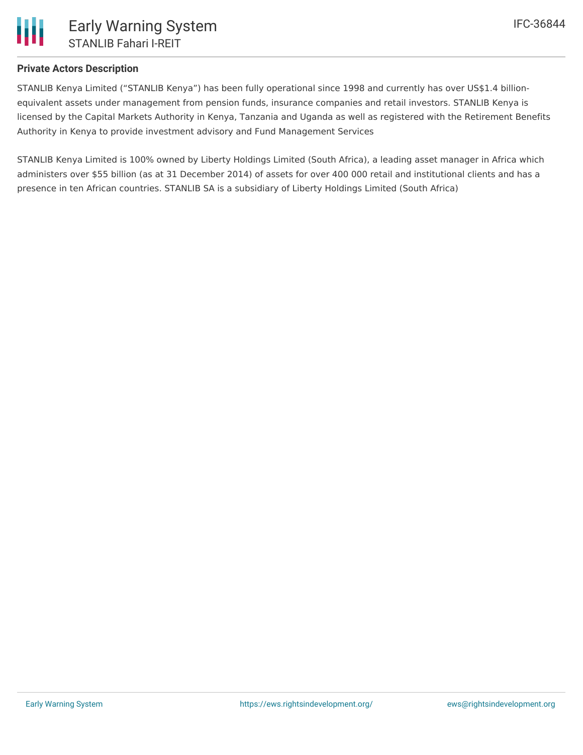## Private Actors Description

STANLIB Kenya Limited ("STANLIB Kenya") has been fully operational since 1998 and currently has over US$1.4 billion-equivalent assets under management from pension funds, insurance companies and retail investors. STANLIB Kenya is licensed by the Capital Markets Authority in Kenya, Tanzania and Uganda as well as registered with the Retirement Benefits Authority in Kenya to provide investment advisory and Fund Management Services

STANLIB Kenya Limited is 100% owned by Liberty Holdings Limited (South Africa), a leading asset manager in Africa which administers over $55 billion (as at 31 December 2014) of assets for over 400 000 retail and institutional clients and has a presence in ten African countries. STANLIB SA is a subsidiary of Liberty Holdings Limited (South Africa)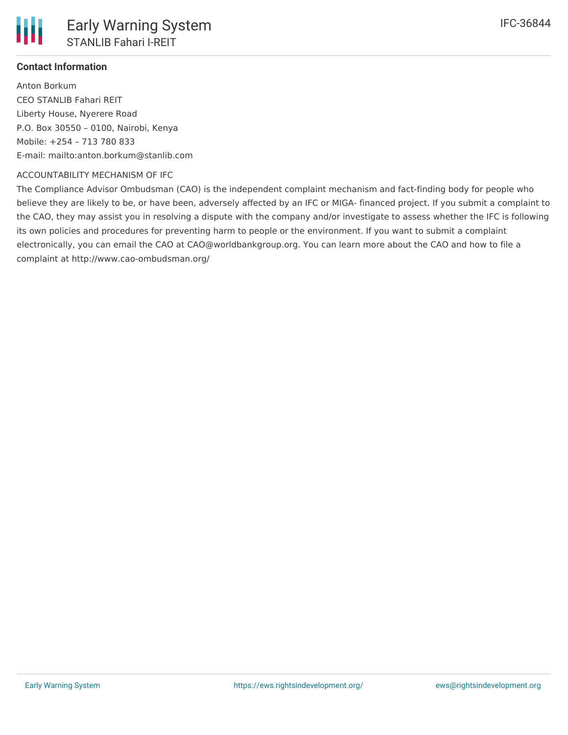**Contact Information**

Anton Borkum
CEO STANLIB Fahari REIT
Liberty House, Nyerere Road
P.O. Box 30550 – 0100, Nairobi, Kenya
Mobile: +254 – 713 780 833
E-mail: mailto:anton.borkum@stanlib.com

ACCOUNTABILITY MECHANISM OF IFC

The Compliance Advisor Ombudsman (CAO) is the independent complaint mechanism and fact-finding body for people who believe they are likely to be, or have been, adversely affected by an IFC or MIGA- financed project. If you submit a complaint to the CAO, they may assist you in resolving a dispute with the company and/or investigate to assess whether the IFC is following its own policies and procedures for preventing harm to people or the environment. If you want to submit a complaint electronically, you can email the CAO at CAO@worldbankgroup.org. You can learn more about the CAO and how to file a complaint at http://www.cao-ombudsman.org/